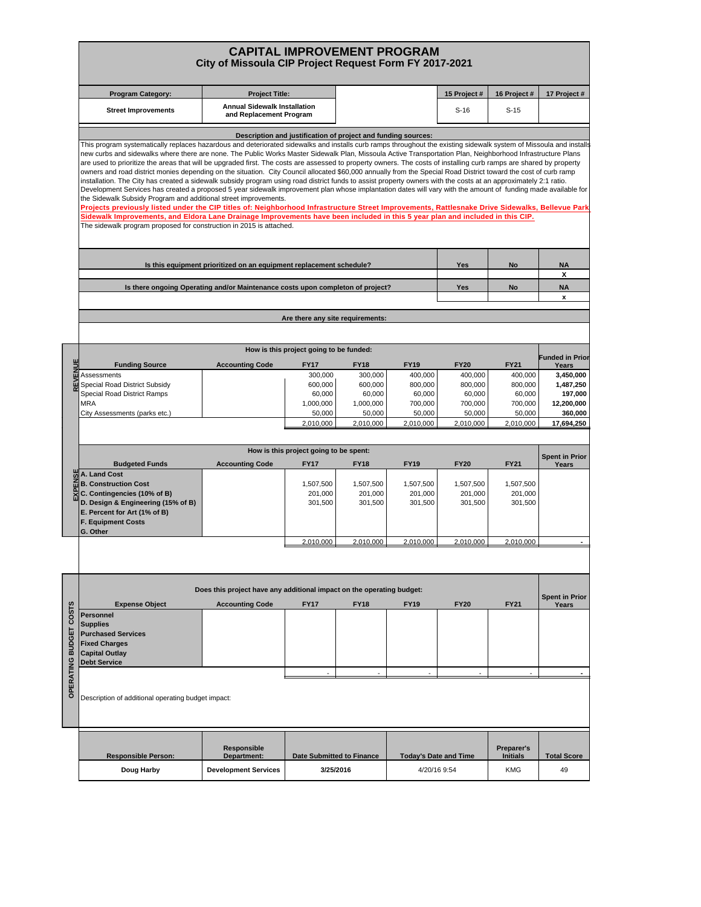# CAPITAL IMPROVEMENT PROGRAM

## City of Missoula CIP Project Request Form FY 2017-2021

| Program Category: | Project Title: | | 15 Project # | 16 Project # | 17 Project # |
|---|---|---|---|---|---|
| Street Improvements | Annual Sidewalk Installation and Replacement Program | | S-16 | S-15 | |

**Description and justification of project and funding sources:**

This program systematically replaces hazardous and deteriorated sidewalks and installs curb ramps throughout the existing sidewalk system of Missoula and installs new curbs and sidewalks where there are none. The Public Works Master Sidewalk Plan, Missoula Active Transportation Plan, Neighborhood Infrastructure Plans are used to prioritize the areas that will be upgraded first. The costs are assessed to property owners. The costs of installing curb ramps are shared by property owners and road district monies depending on the situation. City Council allocated $60,000 annually from the Special Road District toward the cost of curb ramp installation. The City has created a sidewalk subsidy program using road district funds to assist property owners with the costs at an approximately 2:1 ratio. Development Services has created a proposed 5 year sidewalk improvement plan whose implantation dates will vary with the amount of funding made available for the Sidewalk Subsidy Program and additional street improvements.

**Projects previously listed under the CIP titles of: Neighborhood Infrastructure Street Improvements, Rattlesnake Drive Sidewalks, Bellevue Park Sidewalk Improvements, and Eldora Lane Drainage Improvements have been included in this 5 year plan and included in this CIP.**

The sidewalk program proposed for construction in 2015 is attached.

| | Yes | No | NA |
|---|---|---|---|
| Is this equipment prioritized on an equipment replacement schedule? | | | X |
| Is there ongoing Operating and/or Maintenance costs upon completon of project? | | | x |

**Are there any site requirements:**

**REVENUE — How is this project going to be funded:**

| Funding Source | Accounting Code | FY17 | FY18 | FY19 | FY20 | FY21 | Funded in Prior Years |
|---|---|---|---|---|---|---|---|
| Assessments | | 300,000 | 300,000 | 400,000 | 400,000 | 400,000 | **3,450,000** |
| Special Road District Subsidy | | 600,000 | 600,000 | 800,000 | 800,000 | 800,000 | **1,487,250** |
| Special Road District Ramps | | 60,000 | 60,000 | 60,000 | 60,000 | 60,000 | **197,000** |
| MRA | | 1,000,000 | 1,000,000 | 700,000 | 700,000 | 700,000 | **12,200,000** |
| City Assessments (parks etc.) | | 50,000 | 50,000 | 50,000 | 50,000 | 50,000 | **360,000** |
| | | 2,010,000 | 2,010,000 | 2,010,000 | 2,010,000 | 2,010,000 | **17,694,250** |

**EXPENSE — How is this project going to be spent:**

| Budgeted Funds | Accounting Code | FY17 | FY18 | FY19 | FY20 | FY21 | Spent in Prior Years |
|---|---|---|---|---|---|---|---|
| A. Land Cost | | | | | | | |
| B. Construction Cost | | 1,507,500 | 1,507,500 | 1,507,500 | 1,507,500 | 1,507,500 | |
| C. Contingencies (10% of B) | | 201,000 | 201,000 | 201,000 | 201,000 | 201,000 | |
| D. Design & Engineering (15% of B) | | 301,500 | 301,500 | 301,500 | 301,500 | 301,500 | |
| E. Percent for Art (1% of B) | | | | | | | |
| F. Equipment Costs | | | | | | | |
| G. Other | | | | | | | |
| | | 2,010,000 | 2,010,000 | 2,010,000 | 2,010,000 | 2,010,000 | - |

**OPERATING BUDGET COSTS — Does this project have any additional impact on the operating budget:**

| Expense Object | Accounting Code | FY17 | FY18 | FY19 | FY20 | FY21 | Spent in Prior Years |
|---|---|---|---|---|---|---|---|
| Personnel | | | | | | | |
| Supplies | | | | | | | |
| Purchased Services | | | | | | | |
| Fixed Charges | | | | | | | |
| Capital Outlay | | | | | | | |
| Debt Service | | | | | | | |
| | | - | - | - | - | - | - |

Description of additional operating budget impact:

| Responsible Person: | Responsible Department: | Date Submitted to Finance | Today's Date and Time | Preparer's Initials | Total Score |
|---|---|---|---|---|---|
| Doug Harby | Development Services | 3/25/2016 | 4/20/16 9:54 | KMG | 49 |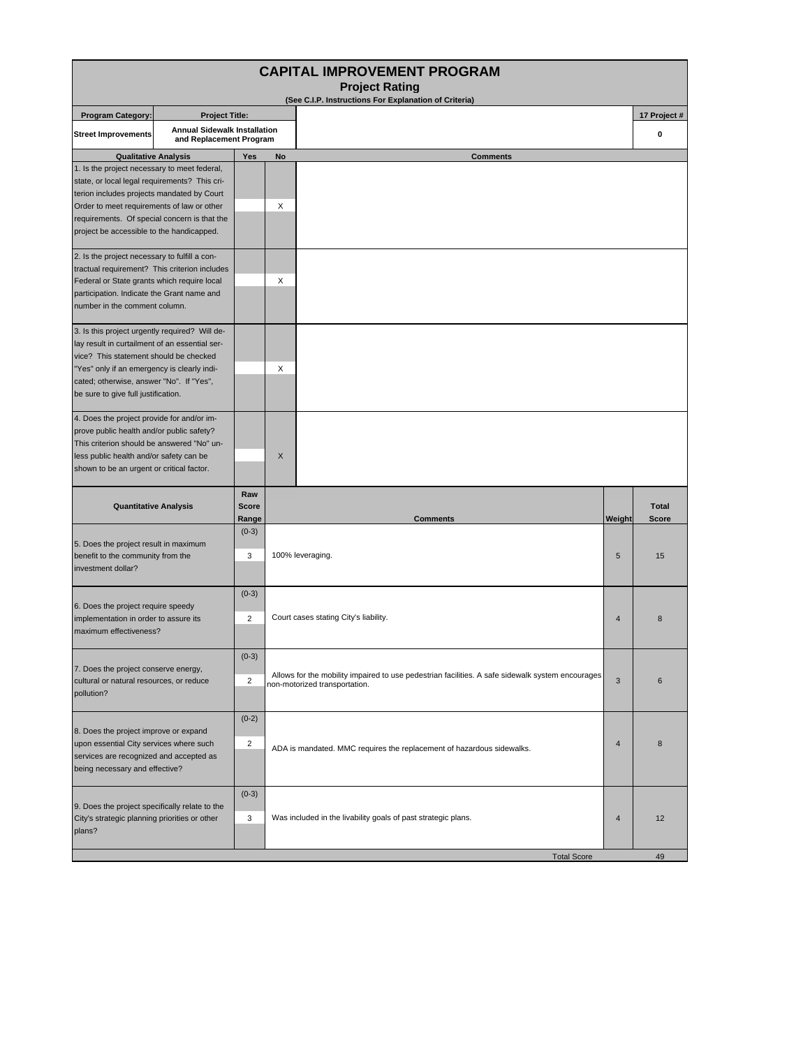# CAPITAL IMPROVEMENT PROGRAM

## Project Rating

**(See C.I.P. Instructions For Explanation of Criteria)**

| Program Category: | Project Title: | 17 Project # |
|---|---|---|
| Street Improvements | Annual Sidewalk Installation and Replacement Program | 0 |

| Qualitative Analysis | Yes | No | Comments |
|---|---|---|---|
| 1. Is the project necessary to meet federal, state, or local legal requirements? This criterion includes projects mandated by Court Order to meet requirements of law or other requirements. Of special concern is that the project be accessible to the handicapped. | | X | |
| 2. Is the project necessary to fulfill a contractual requirement? This criterion includes Federal or State grants which require local participation. Indicate the Grant name and number in the comment column. | | X | |
| 3. Is this project urgently required? Will delay result in curtailment of an essential service? This statement should be checked "Yes" only if an emergency is clearly indicated; otherwise, answer "No". If "Yes", be sure to give full justification. | | X | |
| 4. Does the project provide for and/or improve public health and/or public safety? This criterion should be answered "No" unless public health and/or safety can be shown to be an urgent or critical factor. | | X | |

| Quantitative Analysis | Raw Score Range | Raw Score | Comments | Weight | Total Score |
|---|---|---|---|---|---|
| 5. Does the project result in maximum benefit to the community from the investment dollar? | (0-3) | 3 | 100% leveraging. | 5 | 15 |
| 6. Does the project require speedy implementation in order to assure its maximum effectiveness? | (0-3) | 2 | Court cases stating City's liability. | 4 | 8 |
| 7. Does the project conserve energy, cultural or natural resources, or reduce pollution? | (0-3) | 2 | Allows for the mobility impaired to use pedestrian facilities. A safe sidewalk system encourages non-motorized transportation. | 3 | 6 |
| 8. Does the project improve or expand upon essential City services where such services are recognized and accepted as being necessary and effective? | (0-2) | 2 | ADA is mandated. MMC requires the replacement of hazardous sidewalks. | 4 | 8 |
| 9. Does the project specifically relate to the City's strategic planning priorities or other plans? | (0-3) | 3 | Was included in the livability goals of past strategic plans. | 4 | 12 |
| | | | Total Score | | 49 |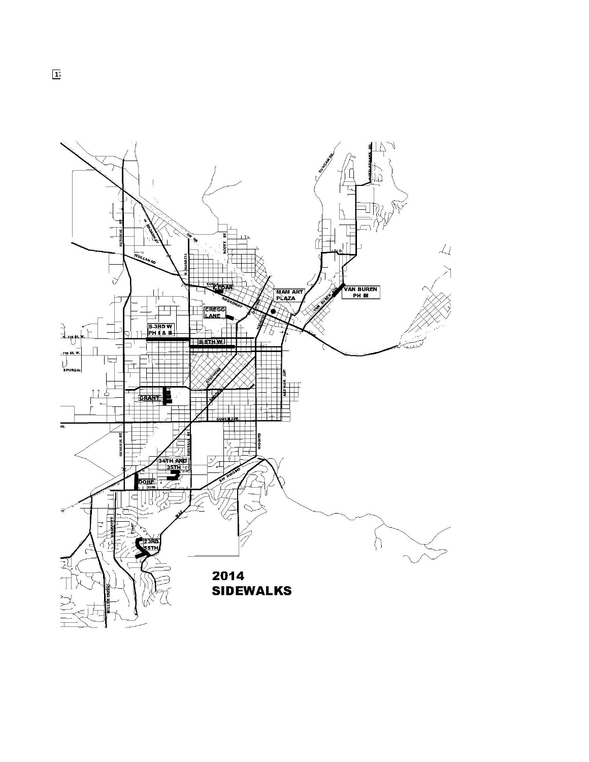17

N. 3rd St. W.

7th St. W.

SPURGIN

RESERVE ST

W BROADWAY

MULLAN RD

N. RUSSELL

SCOTT ST

TOOLE

CEDAR

BROADWAY

ORANGE

HIGGINS

MAM ART PLAZA

VAN BUREN PH III

VAN BUREN

DUNCAN DR.

RATTLESNAKE DR.

GOLD

CREGG LANE

S-3RD W PH I & II

S 5TH W

STEPHENS

BROOKS

ARTHUR AVE

GRANT

SOUTH AVE.

RESERVE ST

RUSSELL ST

HIGGINS

34TH AND 35TH

DORF

39th

SW HIGGINS

WAY

23RD 55TH

MILLER CREEK

2014 SIDEWALKS